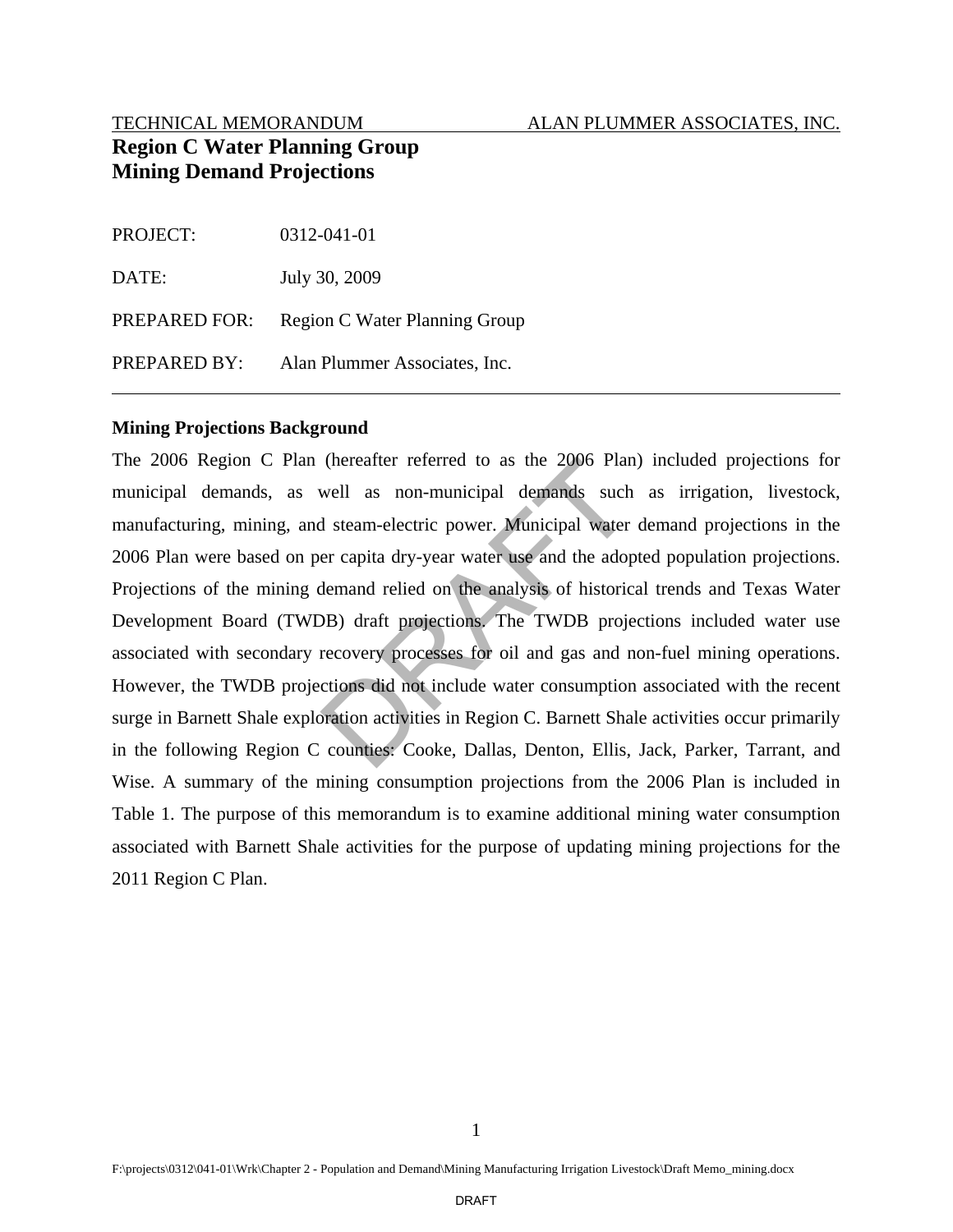TECHNICAL MEMORANDUM ALAN PLUMMER ASSOCIATES, INC.

# Region C Water Planning Group
# Mining Demand Projections

PROJECT: 0312-041-01

DATE: July 30, 2009

PREPARED FOR: Region C Water Planning Group

PREPARED BY: Alan Plummer Associates, Inc.

---

**Mining Projections Background**

The 2006 Region C Plan (hereafter referred to as the 2006 Plan) included projections for municipal demands, as well as non-municipal demands such as irrigation, livestock, manufacturing, mining, and steam-electric power. Municipal water demand projections in the 2006 Plan were based on per capita dry-year water use and the adopted population projections. Projections of the mining demand relied on the analysis of historical trends and Texas Water Development Board (TWDB) draft projections. The TWDB projections included water use associated with secondary recovery processes for oil and gas and non-fuel mining operations. However, the TWDB projections did not include water consumption associated with the recent surge in Barnett Shale exploration activities in Region C. Barnett Shale activities occur primarily in the following Region C counties: Cooke, Dallas, Denton, Ellis, Jack, Parker, Tarrant, and Wise. A summary of the mining consumption projections from the 2006 Plan is included in Table 1. The purpose of this memorandum is to examine additional mining water consumption associated with Barnett Shale activities for the purpose of updating mining projections for the 2011 Region C Plan.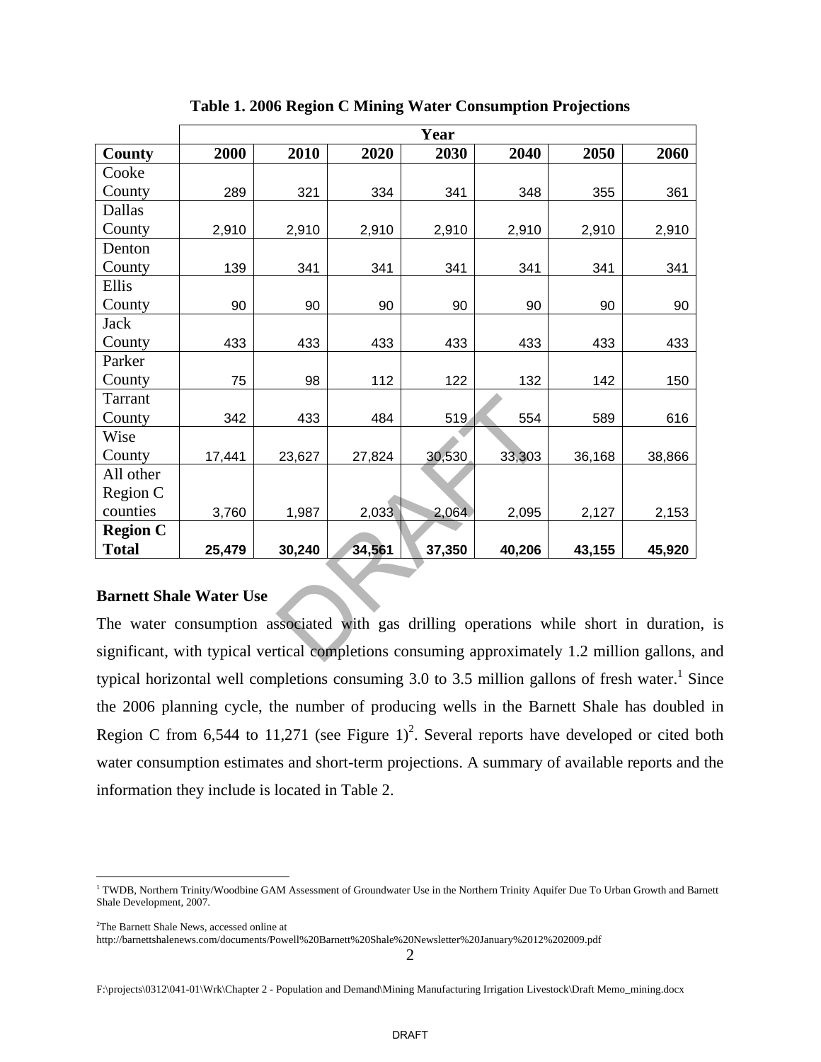**Table 1. 2006 Region C Mining Water Consumption Projections**

| | Year | | | | | | |
|---|---|---|---|---|---|---|---|
| **County** | **2000** | **2010** | **2020** | **2030** | **2040** | **2050** | **2060** |
| Cooke County | 289 | 321 | 334 | 341 | 348 | 355 | 361 |
| Dallas County | 2,910 | 2,910 | 2,910 | 2,910 | 2,910 | 2,910 | 2,910 |
| Denton County | 139 | 341 | 341 | 341 | 341 | 341 | 341 |
| Ellis County | 90 | 90 | 90 | 90 | 90 | 90 | 90 |
| Jack County | 433 | 433 | 433 | 433 | 433 | 433 | 433 |
| Parker County | 75 | 98 | 112 | 122 | 132 | 142 | 150 |
| Tarrant County | 342 | 433 | 484 | 519 | 554 | 589 | 616 |
| Wise County | 17,441 | 23,627 | 27,824 | 30,530 | 33,303 | 36,168 | 38,866 |
| All other Region C counties | 3,760 | 1,987 | 2,033 | 2,064 | 2,095 | 2,127 | 2,153 |
| **Region C Total** | **25,479** | **30,240** | **34,561** | **37,350** | **40,206** | **43,155** | **45,920** |

**Barnett Shale Water Use**

The water consumption associated with gas drilling operations while short in duration, is significant, with typical vertical completions consuming approximately 1.2 million gallons, and typical horizontal well completions consuming 3.0 to 3.5 million gallons of fresh water.[1] Since the 2006 planning cycle, the number of producing wells in the Barnett Shale has doubled in Region C from 6,544 to 11,271 (see Figure 1)[2]. Several reports have developed or cited both water consumption estimates and short-term projections. A summary of available reports and the information they include is located in Table 2.

[1] TWDB, Northern Trinity/Woodbine GAM Assessment of Groundwater Use in the Northern Trinity Aquifer Due To Urban Growth and Barnett Shale Development, 2007.

[2] The Barnett Shale News, accessed online at http://barnettshalenews.com/documents/Powell%20Barnett%20Shale%20Newsletter%20January%2012%202009.pdf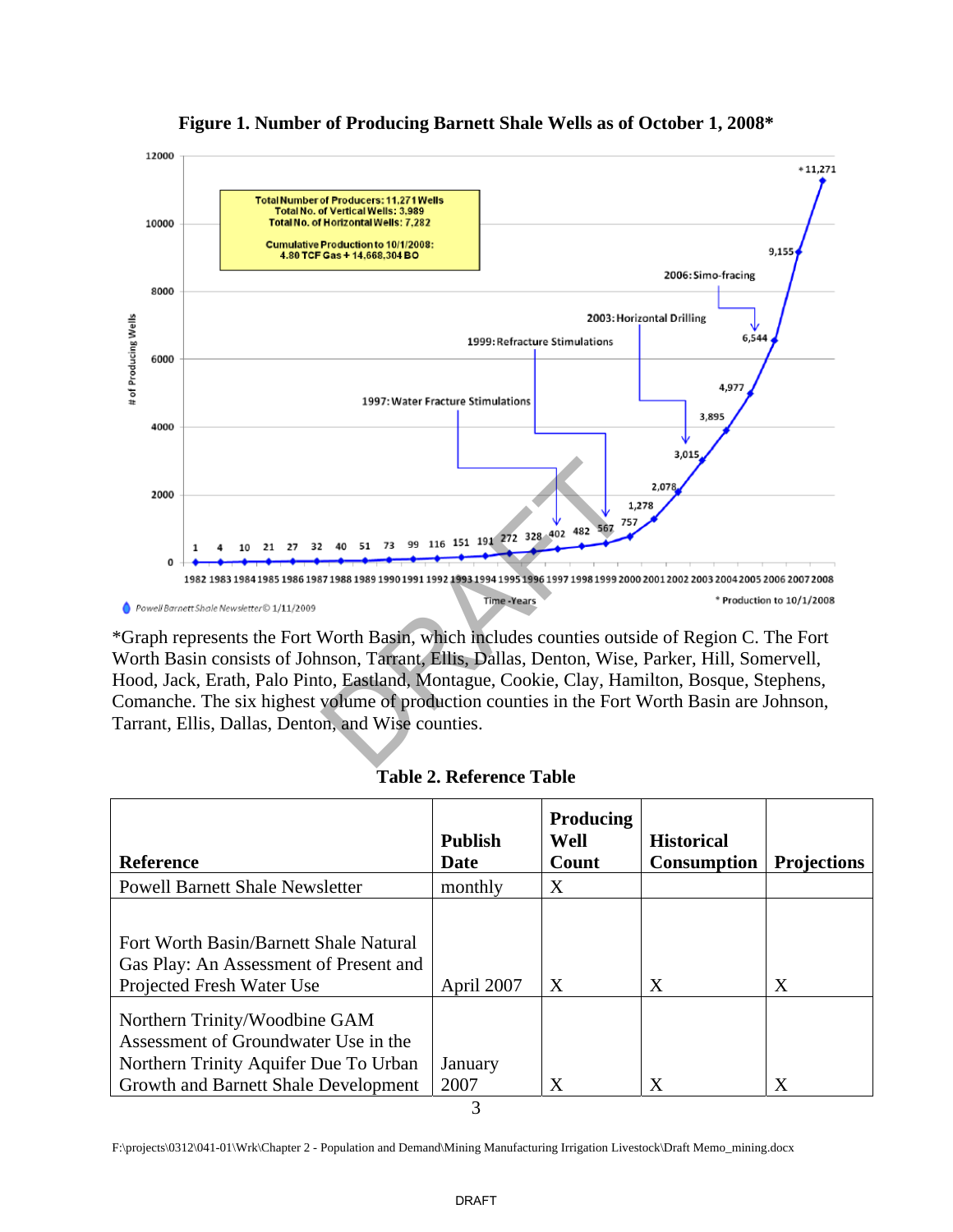**Figure 1. Number of Producing Barnett Shale Wells as of October 1, 2008***

*Graph represents the Fort Worth Basin, which includes counties outside of Region C. The Fort Worth Basin consists of Johnson, Tarrant, Ellis, Dallas, Denton, Wise, Parker, Hill, Somervell, Hood, Jack, Erath, Palo Pinto, Eastland, Montague, Cookie, Clay, Hamilton, Bosque, Stephens, Comanche. The six highest volume of production counties in the Fort Worth Basin are Johnson, Tarrant, Ellis, Dallas, Denton, and Wise counties.

**Table 2. Reference Table**

| Reference | Publish Date | Producing Well Count | Historical Consumption | Projections |
|---|---|---|---|---|
| Powell Barnett Shale Newsletter | monthly | X | | |
| Fort Worth Basin/Barnett Shale Natural Gas Play: An Assessment of Present and Projected Fresh Water Use | April 2007 | X | X | X |
| Northern Trinity/Woodbine GAM Assessment of Groundwater Use in the Northern Trinity Aquifer Due To Urban Growth and Barnett Shale Development | January 2007 | X | X | X |

F:\projects\0312\041-01\Wrk\Chapter 2 - Population and Demand\Mining Manufacturing Irrigation Livestock\Draft Memo_mining.docx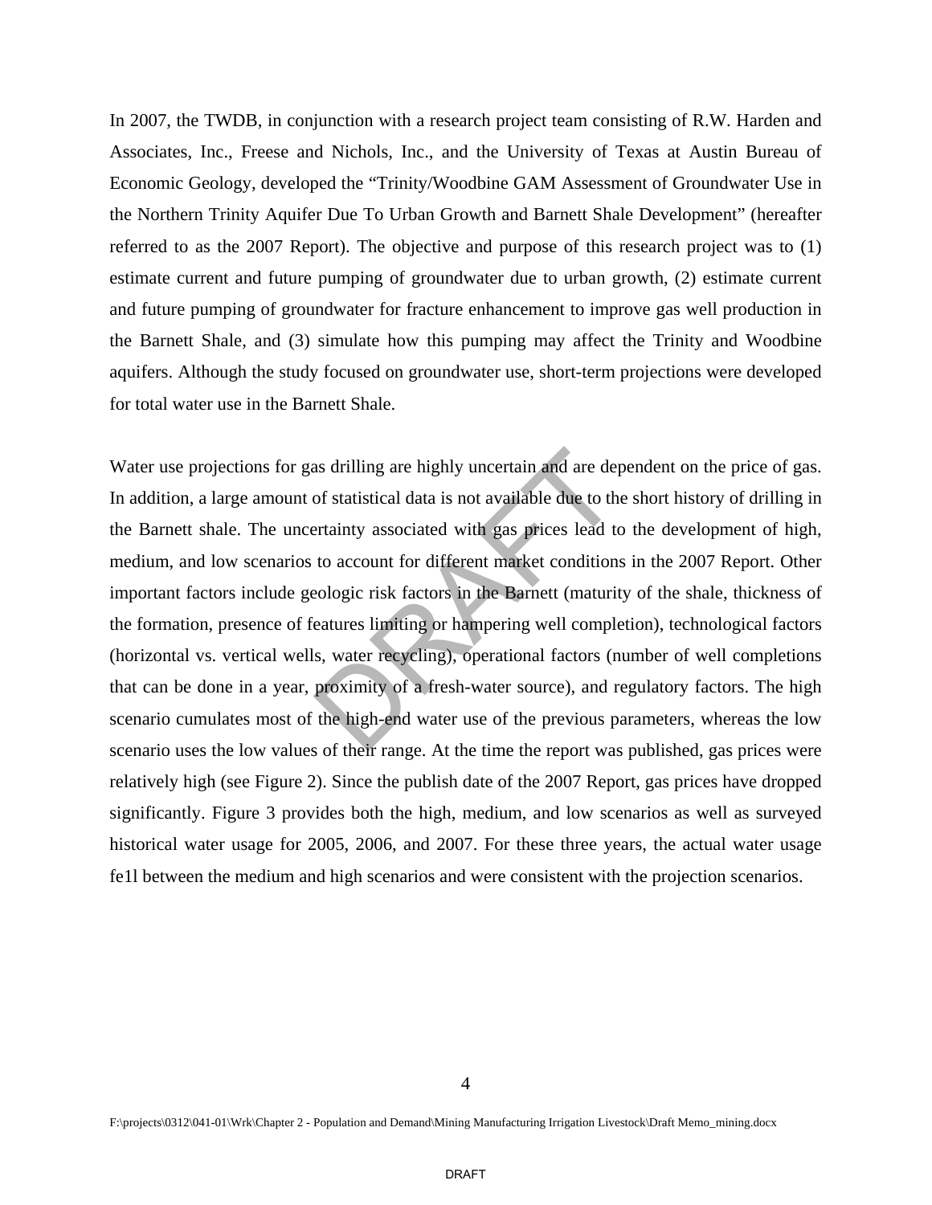In 2007, the TWDB, in conjunction with a research project team consisting of R.W. Harden and Associates, Inc., Freese and Nichols, Inc., and the University of Texas at Austin Bureau of Economic Geology, developed the "Trinity/Woodbine GAM Assessment of Groundwater Use in the Northern Trinity Aquifer Due To Urban Growth and Barnett Shale Development" (hereafter referred to as the 2007 Report). The objective and purpose of this research project was to (1) estimate current and future pumping of groundwater due to urban growth, (2) estimate current and future pumping of groundwater for fracture enhancement to improve gas well production in the Barnett Shale, and (3) simulate how this pumping may affect the Trinity and Woodbine aquifers. Although the study focused on groundwater use, short-term projections were developed for total water use in the Barnett Shale.

Water use projections for gas drilling are highly uncertain and are dependent on the price of gas. In addition, a large amount of statistical data is not available due to the short history of drilling in the Barnett shale. The uncertainty associated with gas prices lead to the development of high, medium, and low scenarios to account for different market conditions in the 2007 Report. Other important factors include geologic risk factors in the Barnett (maturity of the shale, thickness of the formation, presence of features limiting or hampering well completion), technological factors (horizontal vs. vertical wells, water recycling), operational factors (number of well completions that can be done in a year, proximity of a fresh-water source), and regulatory factors. The high scenario cumulates most of the high-end water use of the previous parameters, whereas the low scenario uses the low values of their range. At the time the report was published, gas prices were relatively high (see Figure 2). Since the publish date of the 2007 Report, gas prices have dropped significantly. Figure 3 provides both the high, medium, and low scenarios as well as surveyed historical water usage for 2005, 2006, and 2007. For these three years, the actual water usage fe1l between the medium and high scenarios and were consistent with the projection scenarios.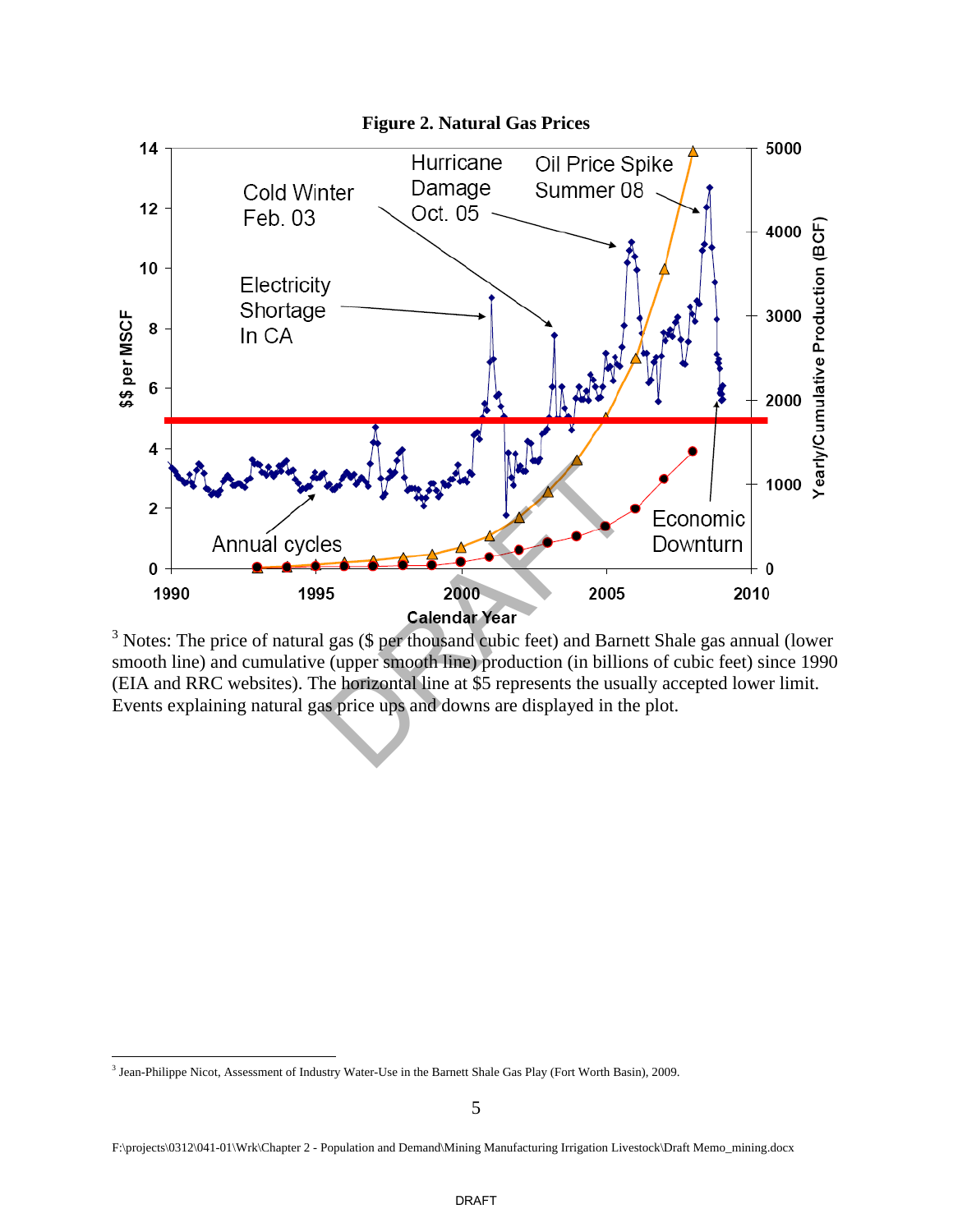**Figure 2. Natural Gas Prices**

[3] Notes: The price of natural gas ($ per thousand cubic feet) and Barnett Shale gas annual (lower smooth line) and cumulative (upper smooth line) production (in billions of cubic feet) since 1990 (EIA and RRC websites). The horizontal line at $5 represents the usually accepted lower limit. Events explaining natural gas price ups and downs are displayed in the plot.

[3] Jean-Philippe Nicot, Assessment of Industry Water-Use in the Barnett Shale Gas Play (Fort Worth Basin), 2009.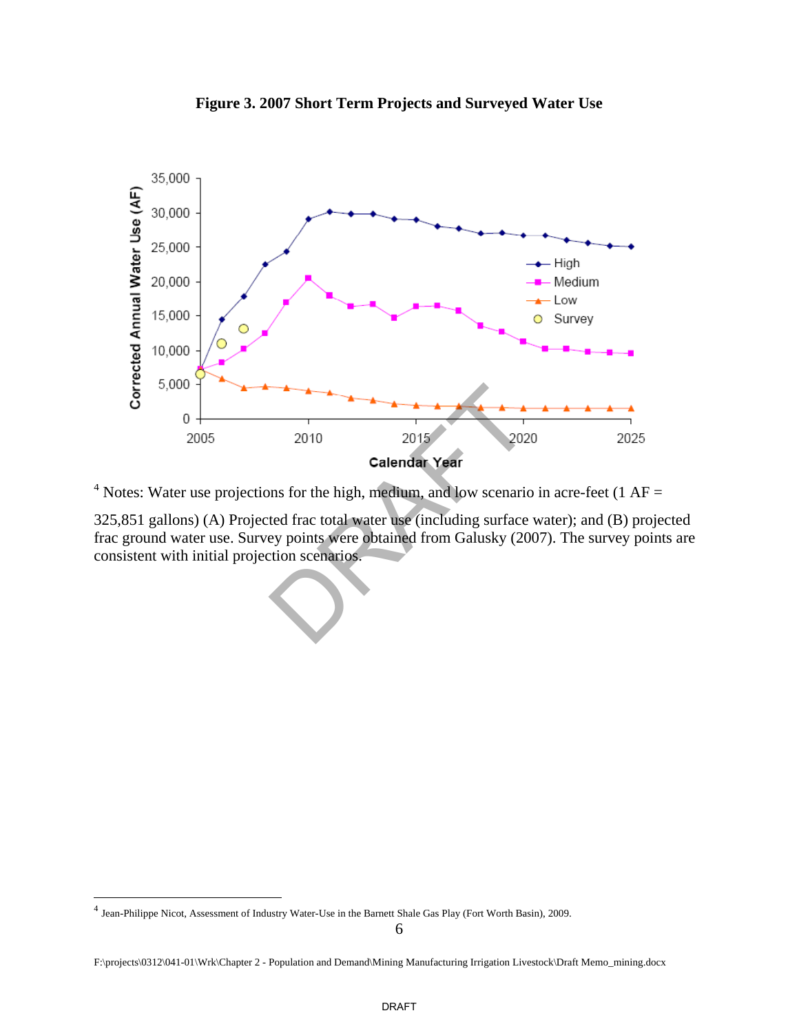**Figure 3. 2007 Short Term Projects and Surveyed Water Use**

[4] Notes: Water use projections for the high, medium, and low scenario in acre-feet (1 AF = 325,851 gallons) (A) Projected frac total water use (including surface water); and (B) projected frac ground water use. Survey points were obtained from Galusky (2007). The survey points are consistent with initial projection scenarios.

---

[4] Jean-Philippe Nicot, Assessment of Industry Water-Use in the Barnett Shale Gas Play (Fort Worth Basin), 2009.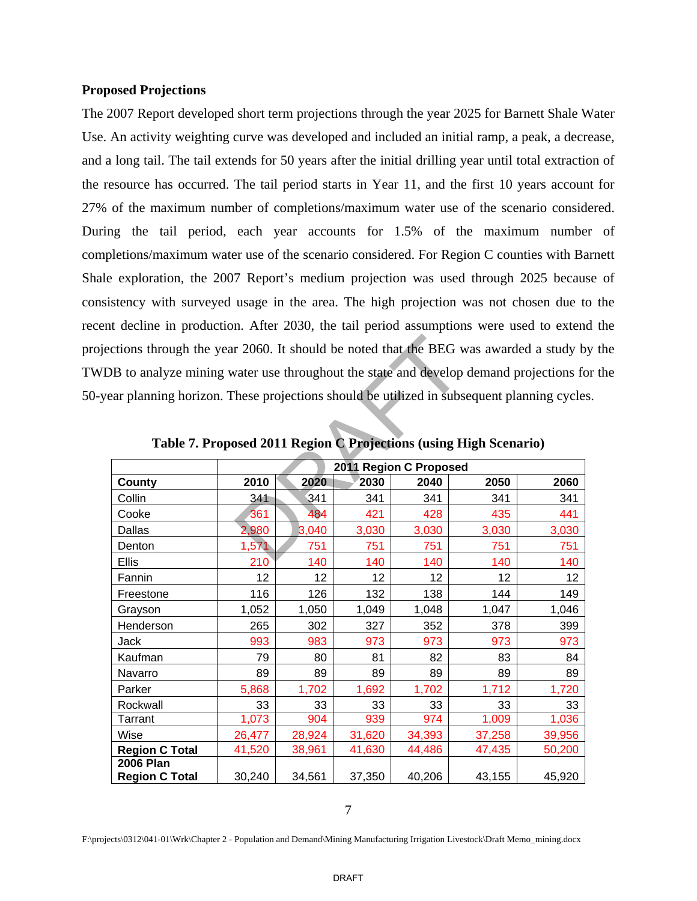**Proposed Projections**

The 2007 Report developed short term projections through the year 2025 for Barnett Shale Water Use. An activity weighting curve was developed and included an initial ramp, a peak, a decrease, and a long tail. The tail extends for 50 years after the initial drilling year until total extraction of the resource has occurred. The tail period starts in Year 11, and the first 10 years account for 27% of the maximum number of completions/maximum water use of the scenario considered. During the tail period, each year accounts for 1.5% of the maximum number of completions/maximum water use of the scenario considered. For Region C counties with Barnett Shale exploration, the 2007 Report's medium projection was used through 2025 because of consistency with surveyed usage in the area. The high projection was not chosen due to the recent decline in production. After 2030, the tail period assumptions were used to extend the projections through the year 2060. It should be noted that the BEG was awarded a study by the TWDB to analyze mining water use throughout the state and develop demand projections for the 50-year planning horizon. These projections should be utilized in subsequent planning cycles.

**Table 7. Proposed 2011 Region C Projections (using High Scenario)**

| | 2011 Region C Proposed | | | | | |
|---|---|---|---|---|---|---|
| **County** | **2010** | **2020** | **2030** | **2040** | **2050** | **2060** |
| Collin | 341 | 341 | 341 | 341 | 341 | 341 |
| Cooke | 361 | 484 | 421 | 428 | 435 | 441 |
| Dallas | 2,980 | 3,040 | 3,030 | 3,030 | 3,030 | 3,030 |
| Denton | 1,571 | 751 | 751 | 751 | 751 | 751 |
| Ellis | 210 | 140 | 140 | 140 | 140 | 140 |
| Fannin | 12 | 12 | 12 | 12 | 12 | 12 |
| Freestone | 116 | 126 | 132 | 138 | 144 | 149 |
| Grayson | 1,052 | 1,050 | 1,049 | 1,048 | 1,047 | 1,046 |
| Henderson | 265 | 302 | 327 | 352 | 378 | 399 |
| Jack | 993 | 983 | 973 | 973 | 973 | 973 |
| Kaufman | 79 | 80 | 81 | 82 | 83 | 84 |
| Navarro | 89 | 89 | 89 | 89 | 89 | 89 |
| Parker | 5,868 | 1,702 | 1,692 | 1,702 | 1,712 | 1,720 |
| Rockwall | 33 | 33 | 33 | 33 | 33 | 33 |
| Tarrant | 1,073 | 904 | 939 | 974 | 1,009 | 1,036 |
| Wise | 26,477 | 28,924 | 31,620 | 34,393 | 37,258 | 39,956 |
| **Region C Total** | 41,520 | 38,961 | 41,630 | 44,486 | 47,435 | 50,200 |
| **2006 Plan Region C Total** | 30,240 | 34,561 | 37,350 | 40,206 | 43,155 | 45,920 |

F:\projects\0312\041-01\Wrk\Chapter 2 - Population and Demand\Mining Manufacturing Irrigation Livestock\Draft Memo_mining.docx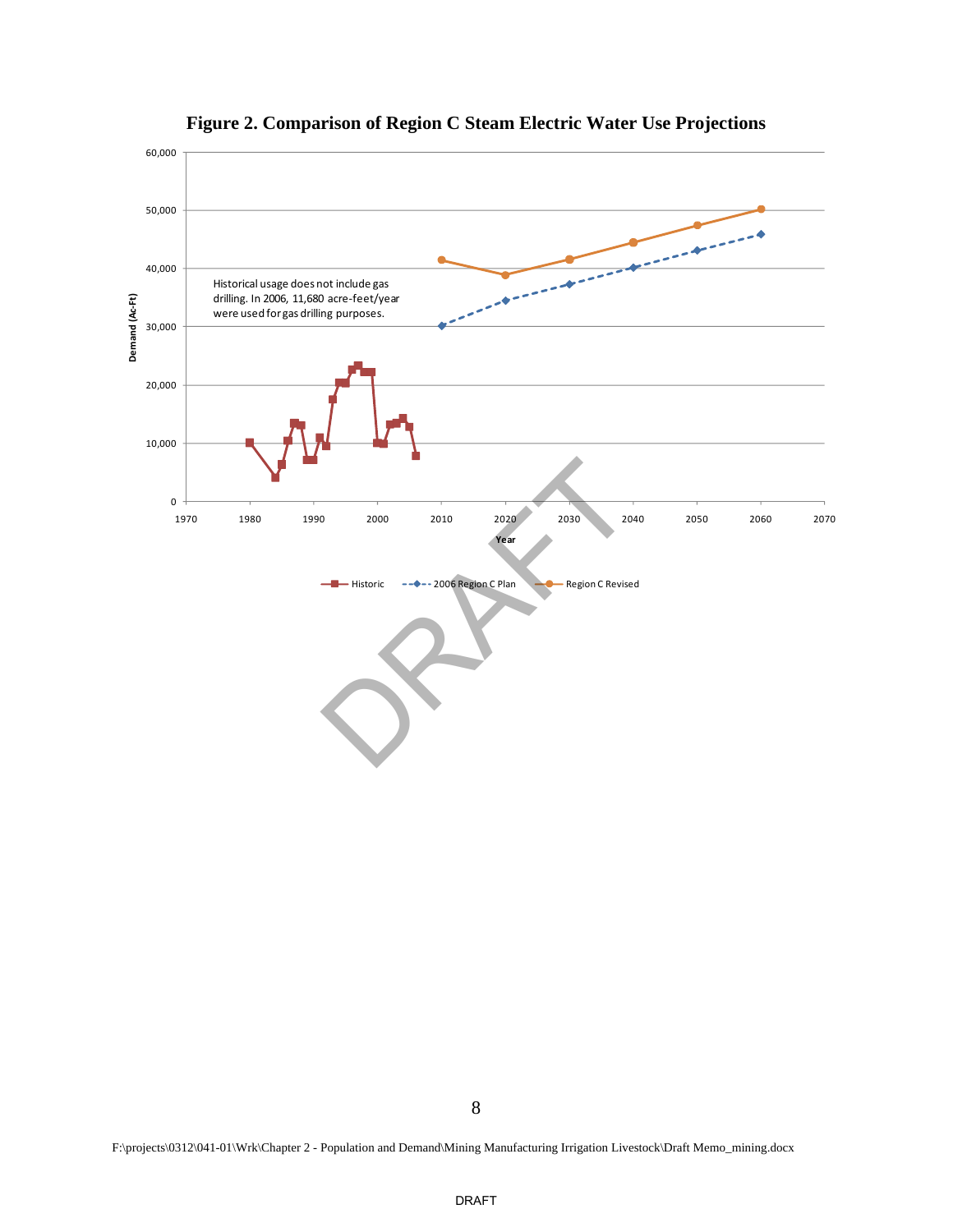**Figure 2. Comparison of Region C Steam Electric Water Use Projections**

Historical usage does not include gas drilling. In 2006, 11,680 acre-feet/year were used for gas drilling purposes.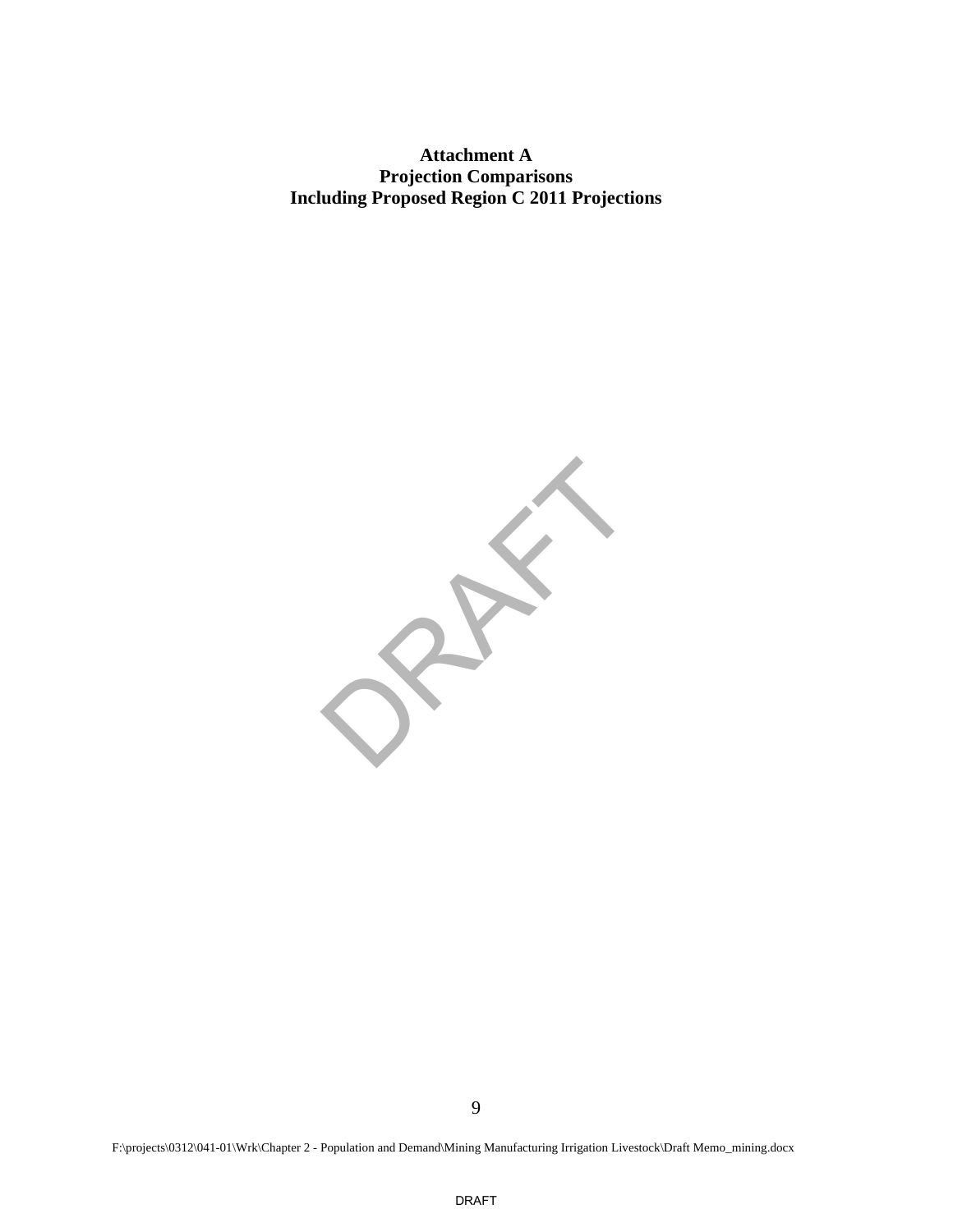**Attachment A**
**Projection Comparisons**
**Including Proposed Region C 2011 Projections**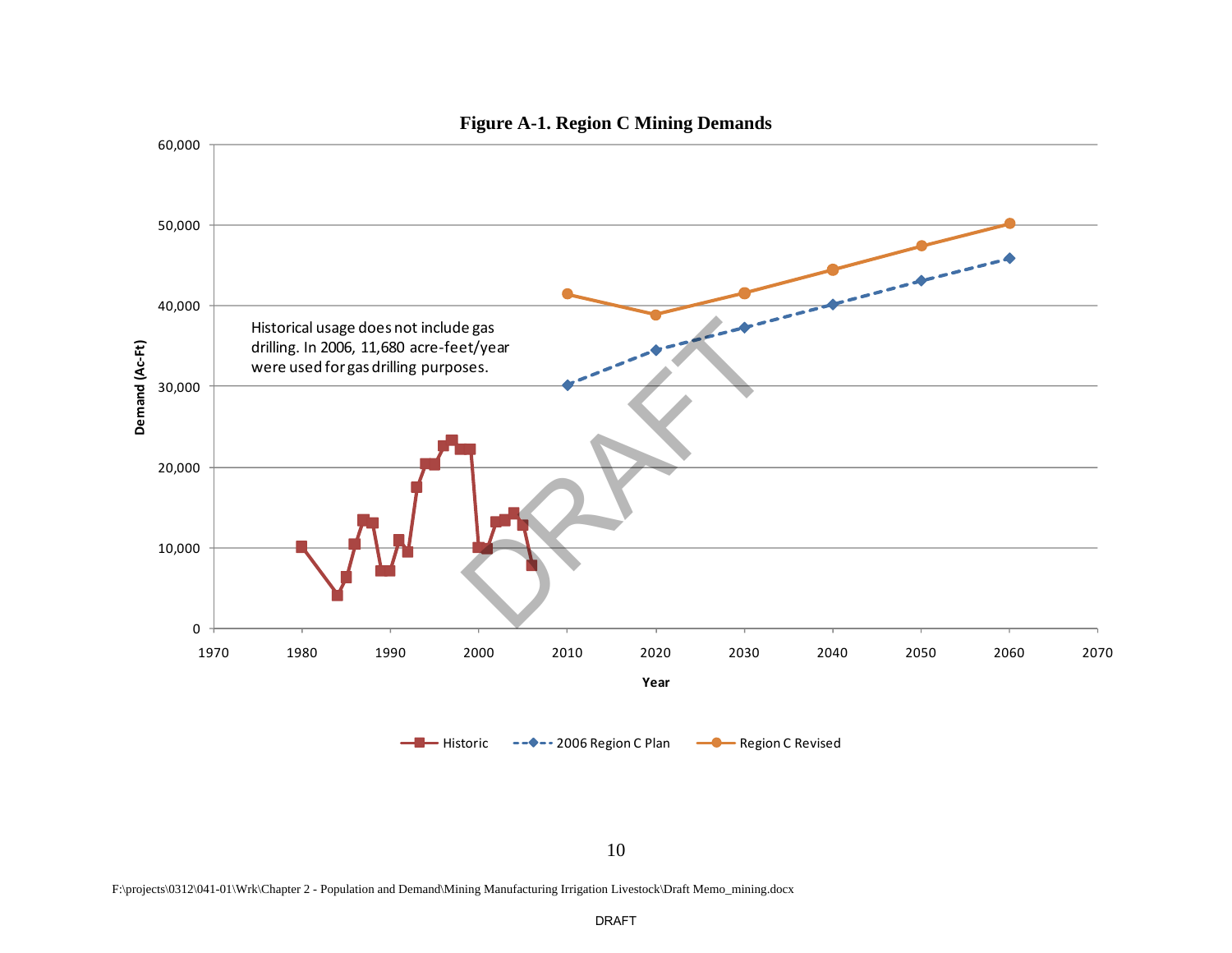**Figure A-1. Region C Mining Demands**

Historical usage does not include gas drilling. In 2006, 11,680 acre-feet/year were used for gas drilling purposes.

F:\projects\0312\041-01\Wrk\Chapter 2 - Population and Demand\Mining Manufacturing Irrigation Livestock\Draft Memo_mining.docx

DRAFT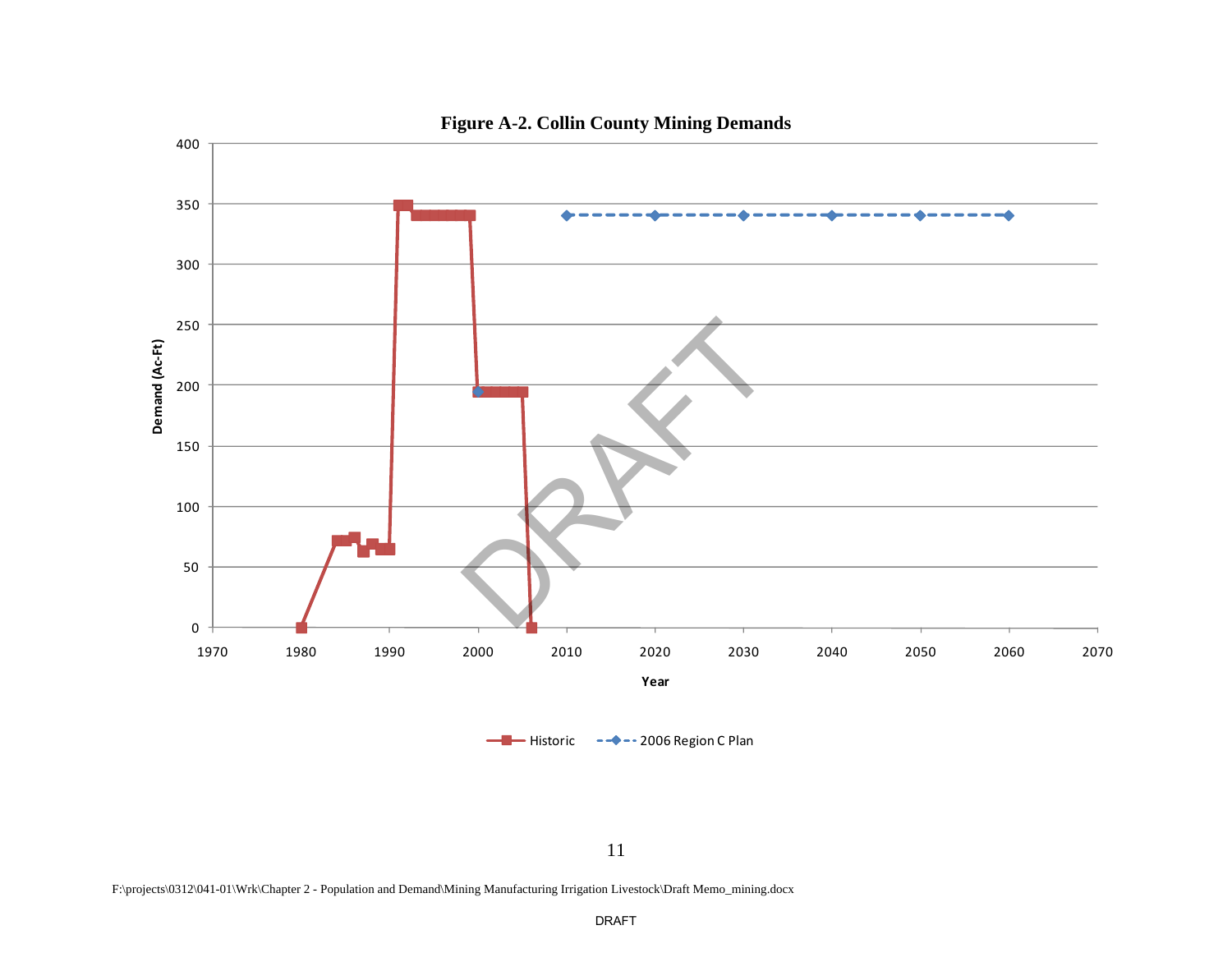**Figure A-2. Collin County Mining Demands**

F:\projects\0312\041-01\Wrk\Chapter 2 - Population and Demand\Mining Manufacturing Irrigation Livestock\Draft Memo_mining.docx

DRAFT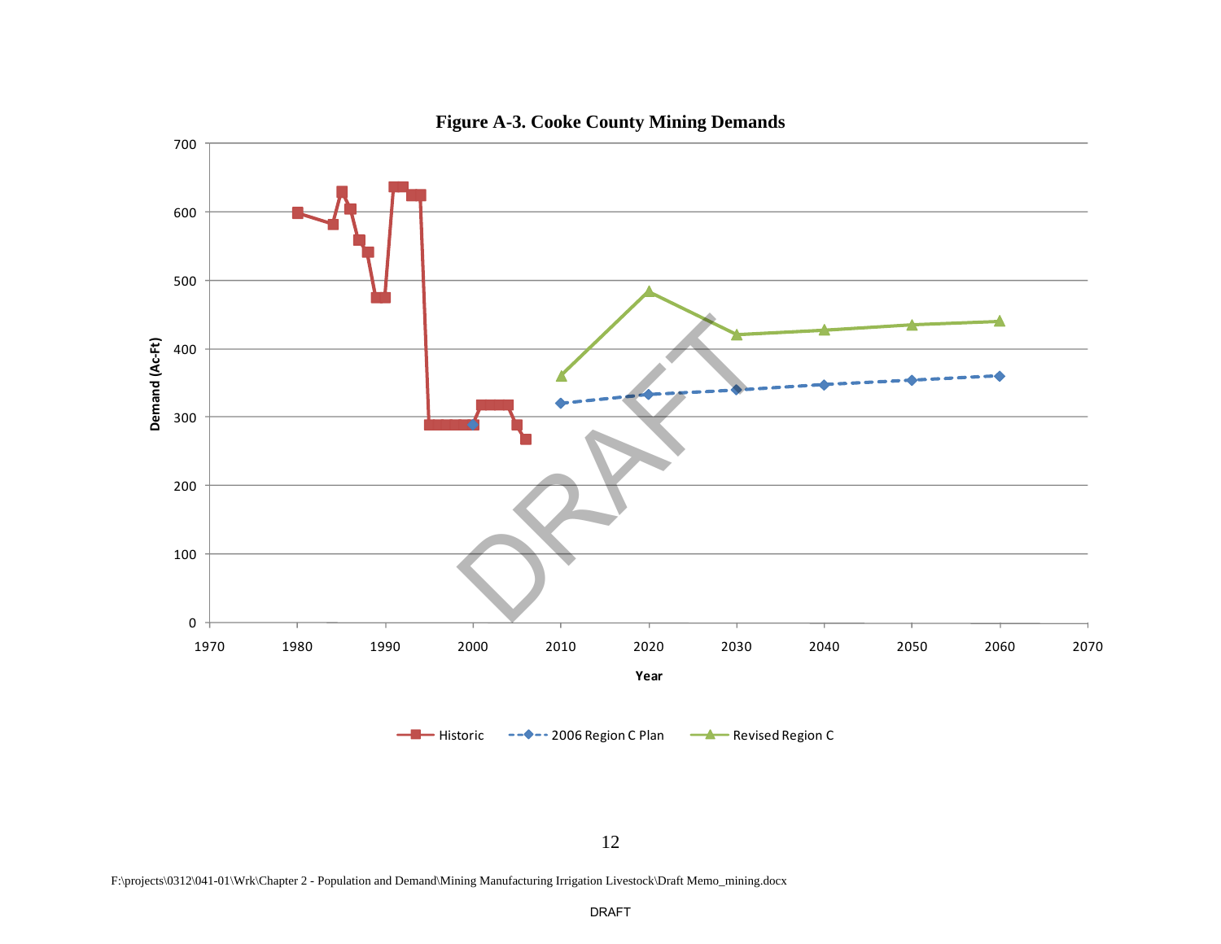**Figure A-3. Cooke County Mining Demands**

F:\projects\0312\041-01\Wrk\Chapter 2 - Population and Demand\Mining Manufacturing Irrigation Livestock\Draft Memo_mining.docx

DRAFT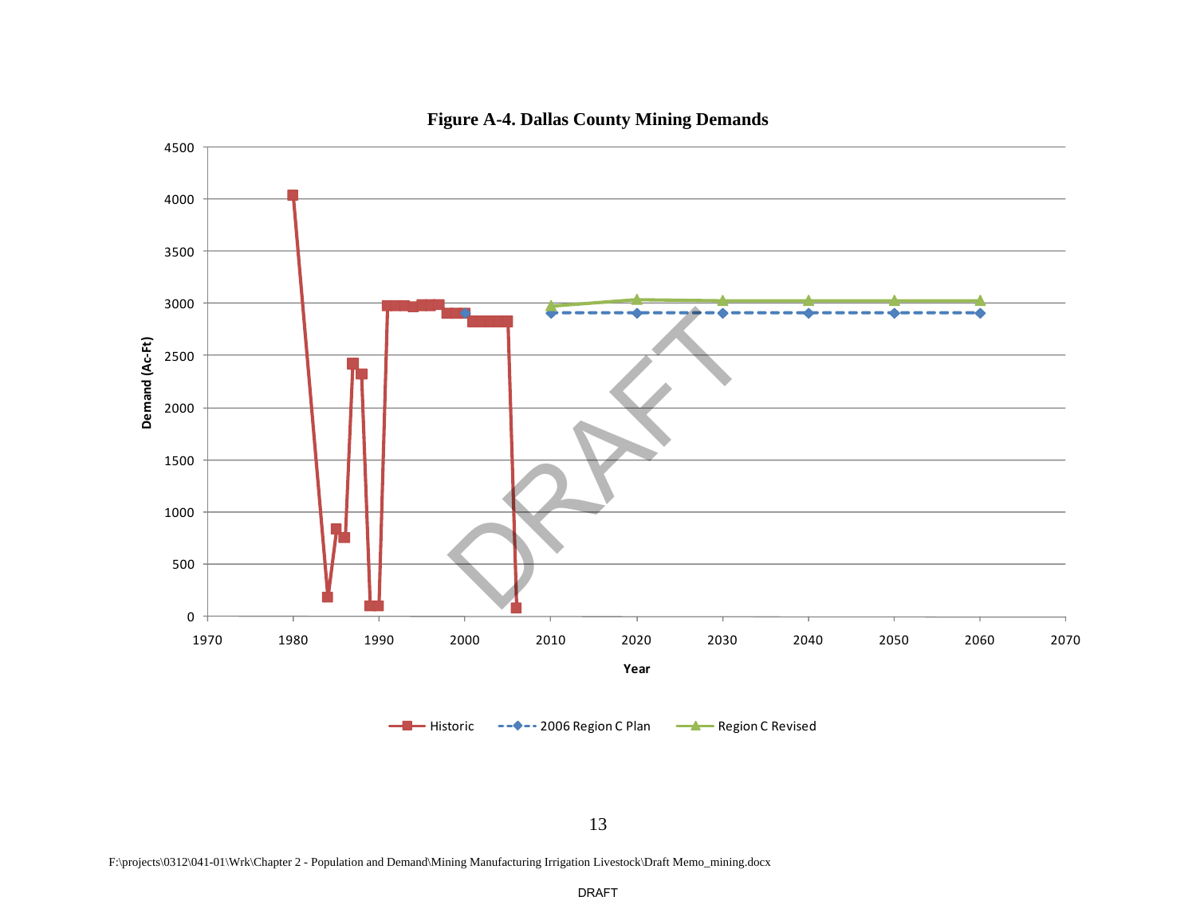**Figure A-4. Dallas County Mining Demands**

F:\projects\0312\041-01\Wrk\Chapter 2 - Population and Demand\Mining Manufacturing Irrigation Livestock\Draft Memo_mining.docx

DRAFT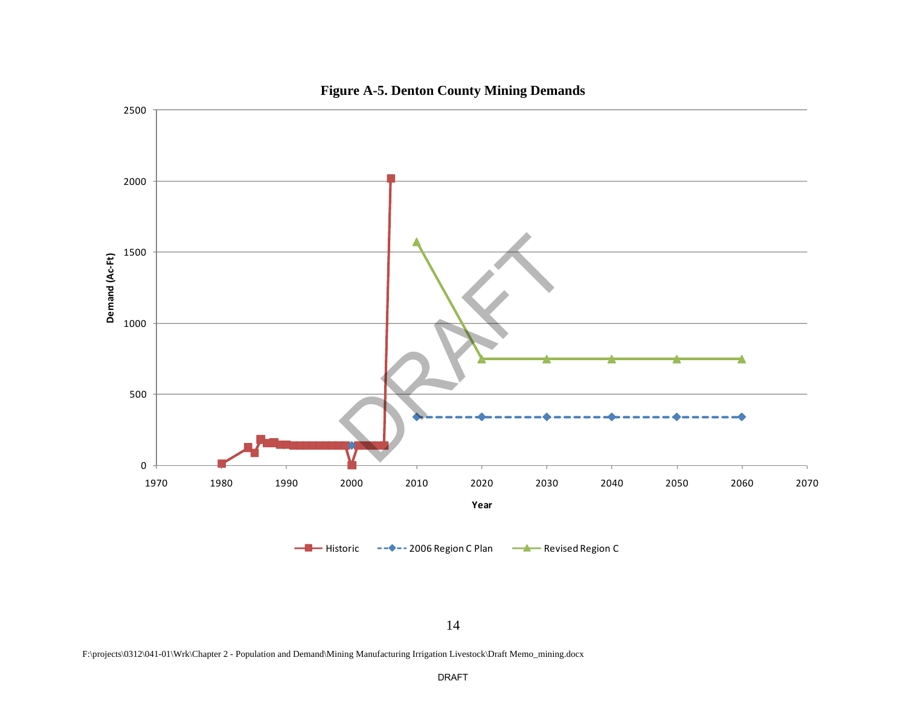**Figure A-5. Denton County Mining Demands**

F:\projects\0312\041-01\Wrk\Chapter 2 - Population and Demand\Mining Manufacturing Irrigation Livestock\Draft Memo_mining.docx

DRAFT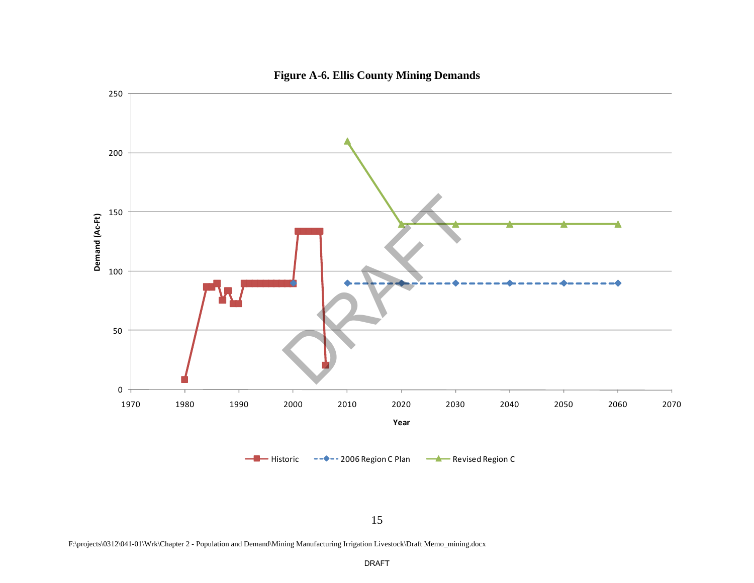**Figure A-6. Ellis County Mining Demands**

F:\projects\0312\041-01\Wrk\Chapter 2 - Population and Demand\Mining Manufacturing Irrigation Livestock\Draft Memo_mining.docx

DRAFT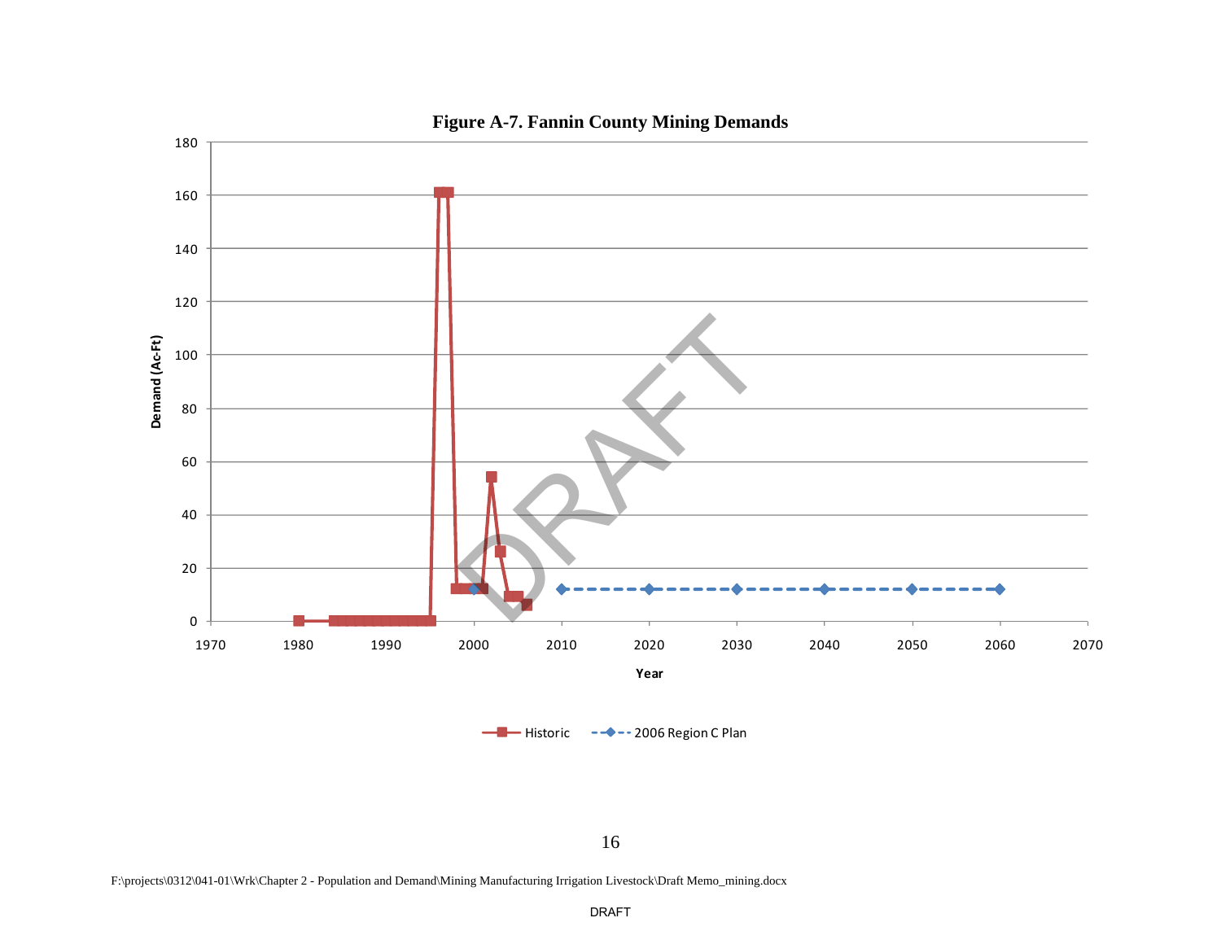**Figure A-7. Fannin County Mining Demands**

F:\projects\0312\041-01\Wrk\Chapter 2 - Population and Demand\Mining Manufacturing Irrigation Livestock\Draft Memo_mining.docx

DRAFT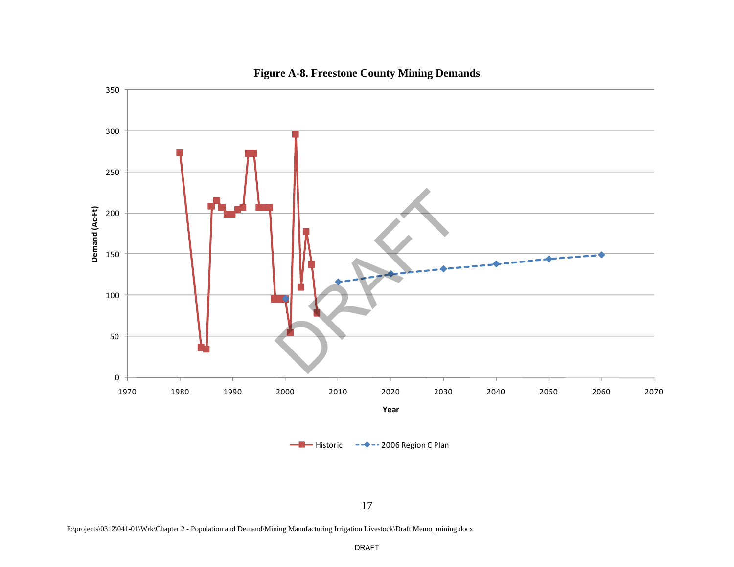**Figure A-8. Freestone County Mining Demands**

F:\projects\0312\041-01\Wrk\Chapter 2 - Population and Demand\Mining Manufacturing Irrigation Livestock\Draft Memo_mining.docx

DRAFT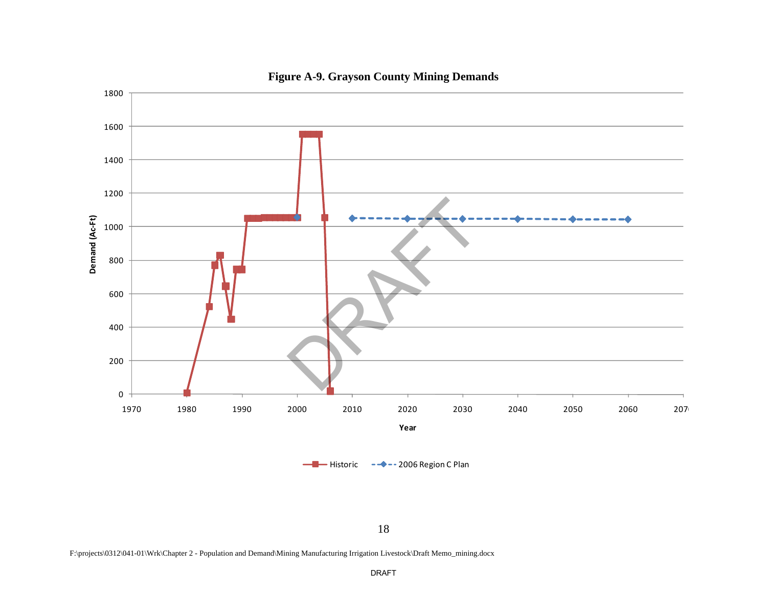**Figure A-9. Grayson County Mining Demands**

F:\projects\0312\041-01\Wrk\Chapter 2 - Population and Demand\Mining Manufacturing Irrigation Livestock\Draft Memo_mining.docx

DRAFT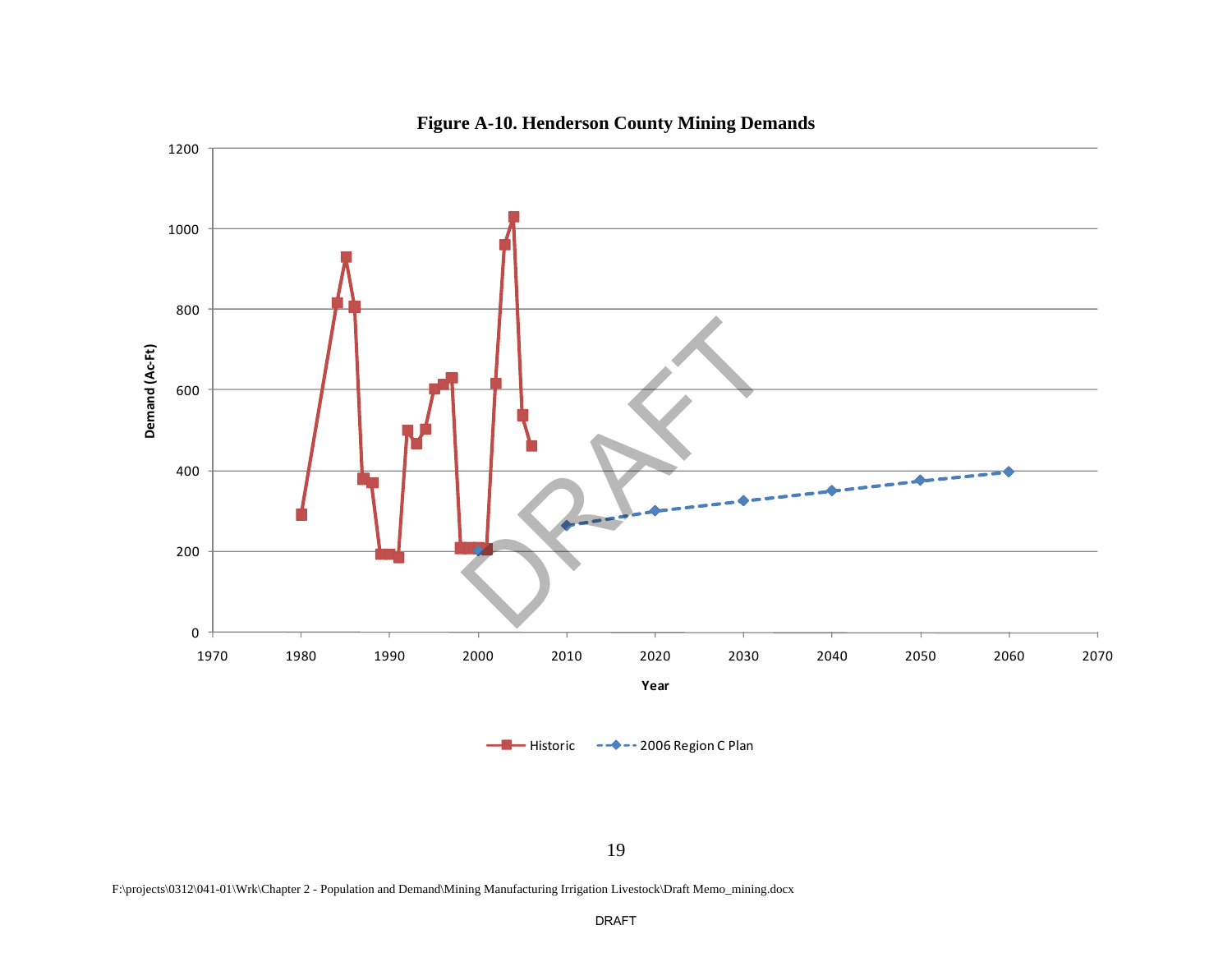**Figure A-10. Henderson County Mining Demands**

F:\projects\0312\041-01\Wrk\Chapter 2 - Population and Demand\Mining Manufacturing Irrigation Livestock\Draft Memo_mining.docx

DRAFT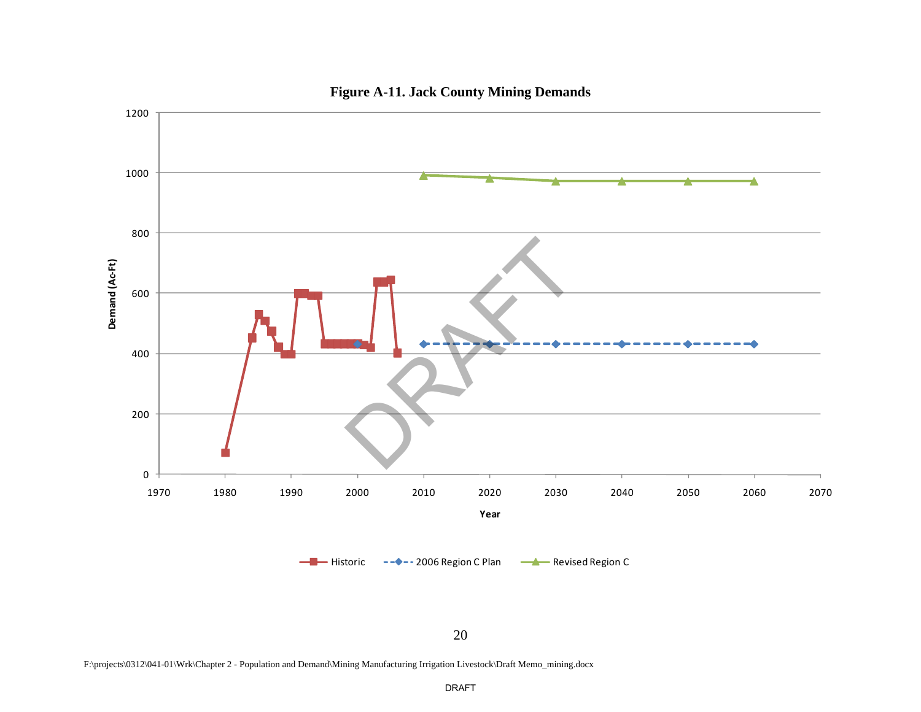**Figure A-11. Jack County Mining Demands**

F:\projects\0312\041-01\Wrk\Chapter 2 - Population and Demand\Mining Manufacturing Irrigation Livestock\Draft Memo_mining.docx

DRAFT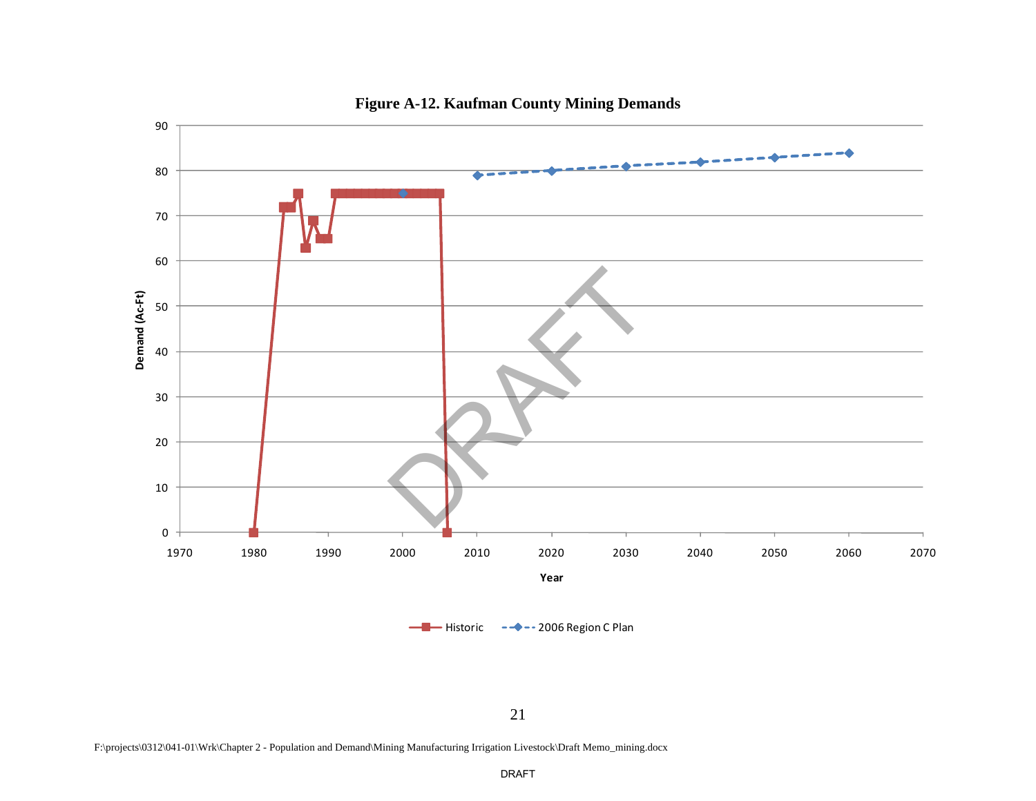**Figure A-12. Kaufman County Mining Demands**

F:\projects\0312\041-01\Wrk\Chapter 2 - Population and Demand\Mining Manufacturing Irrigation Livestock\Draft Memo_mining.docx

DRAFT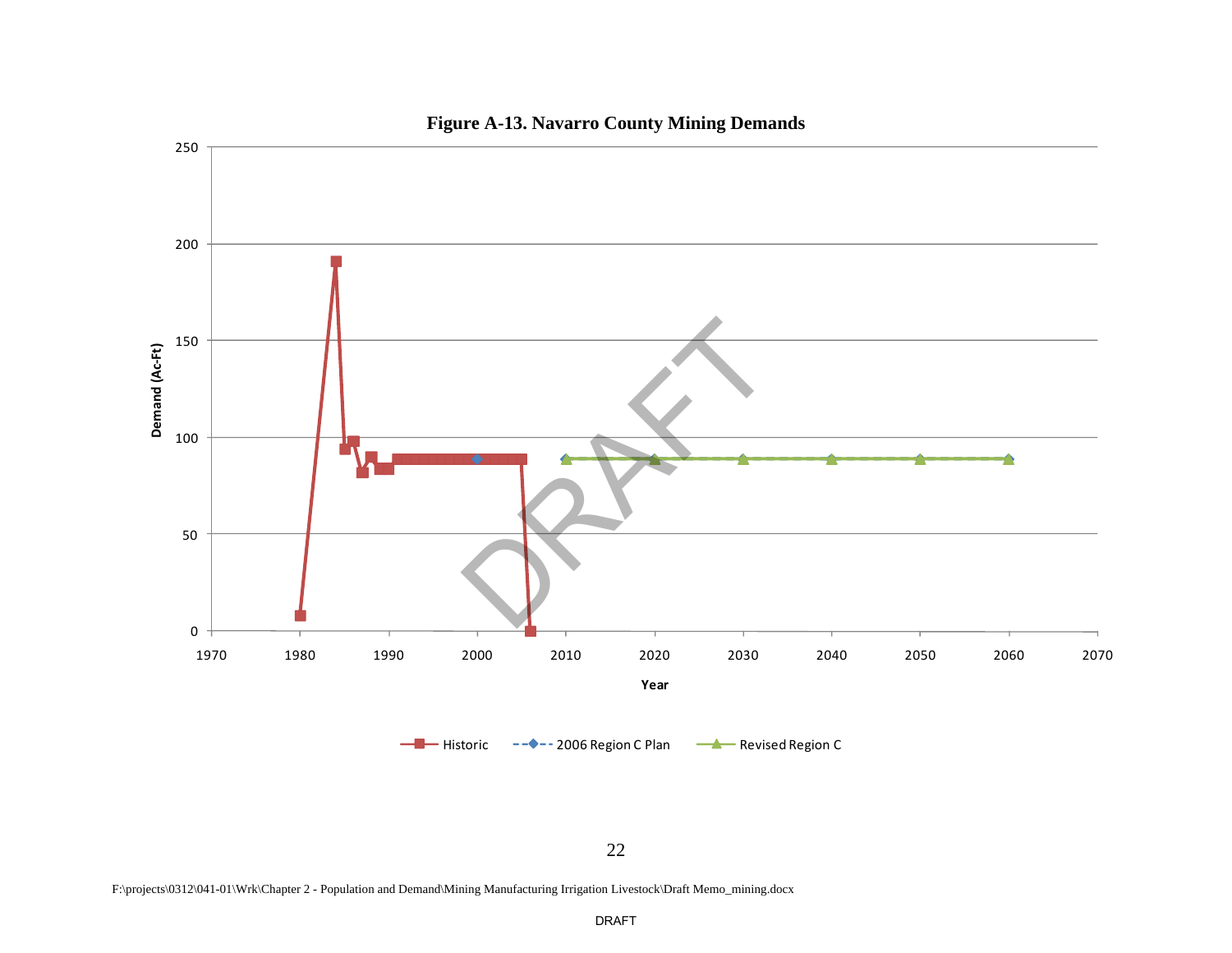**Figure A-13. Navarro County Mining Demands**

F:\projects\0312\041-01\Wrk\Chapter 2 - Population and Demand\Mining Manufacturing Irrigation Livestock\Draft Memo_mining.docx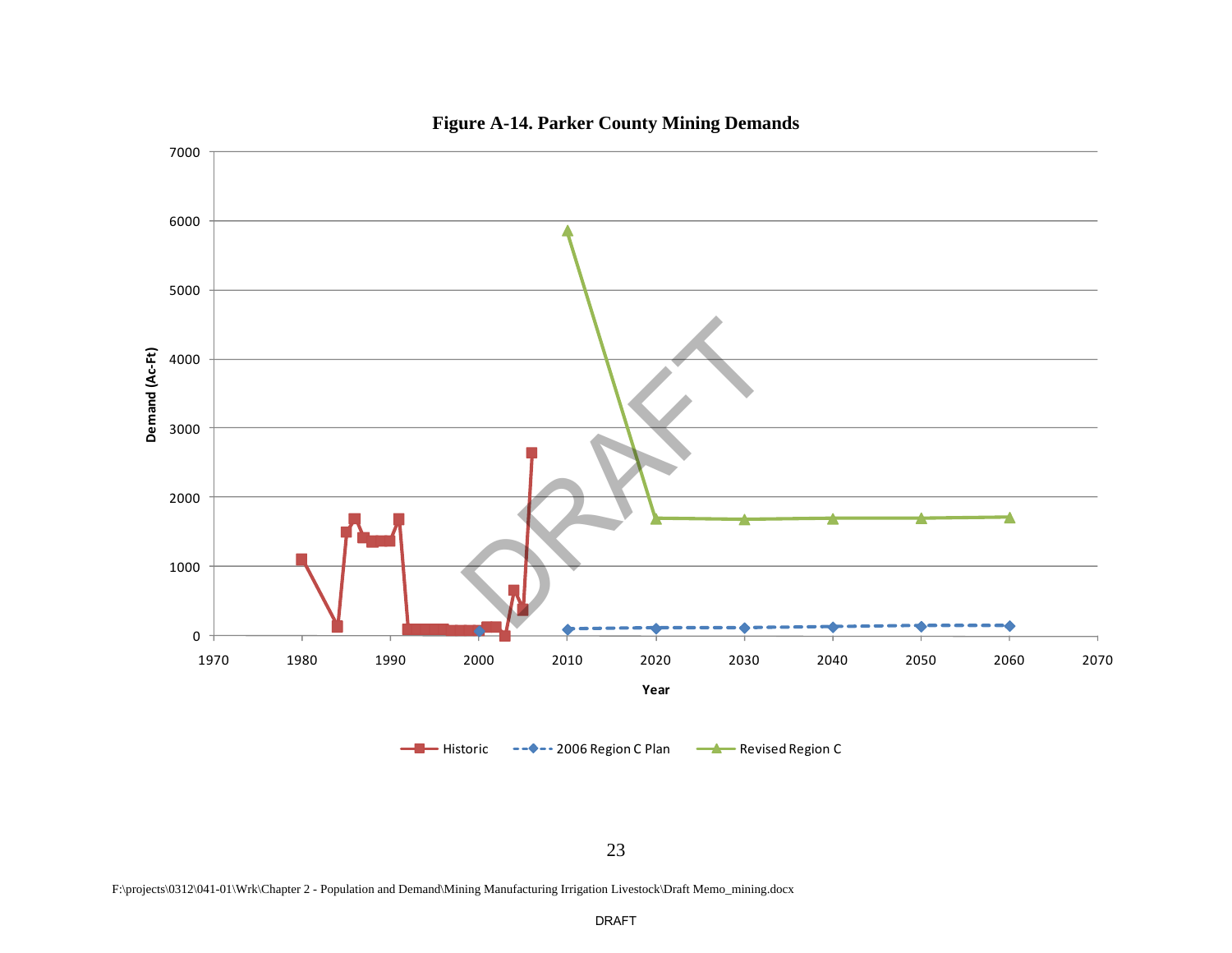**Figure A-14. Parker County Mining Demands**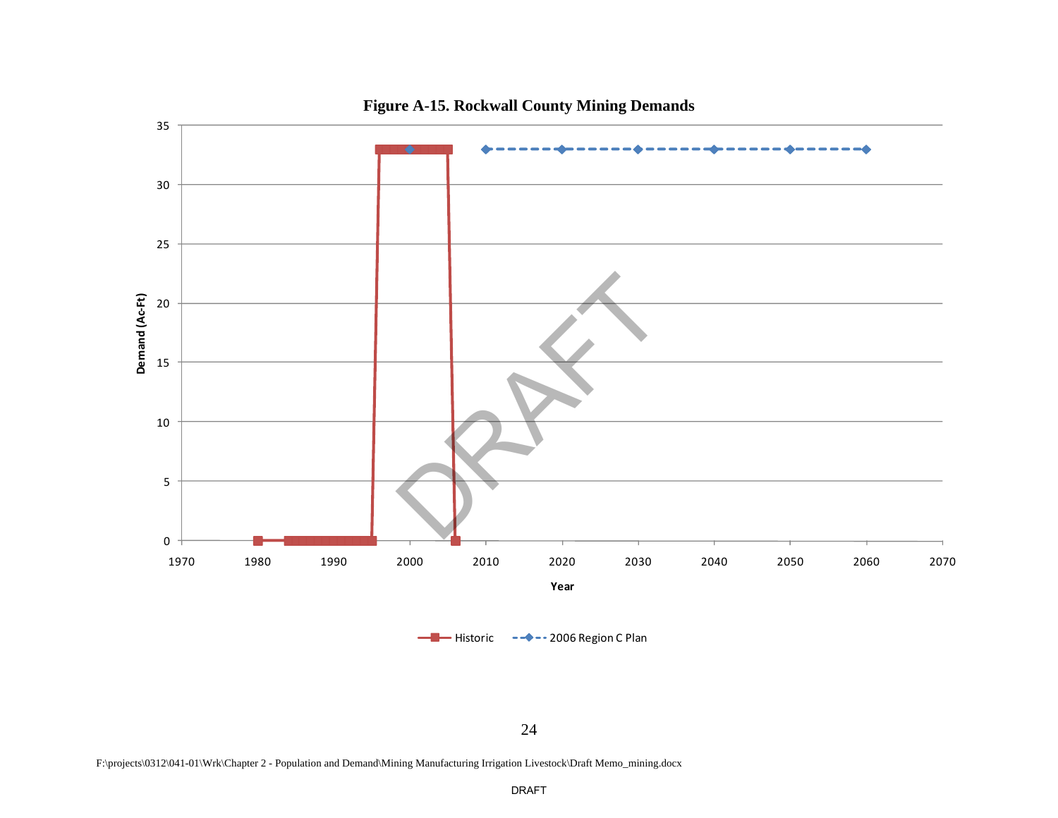**Figure A-15. Rockwall County Mining Demands**

F:\projects\0312\041-01\Wrk\Chapter 2 - Population and Demand\Mining Manufacturing Irrigation Livestock\Draft Memo_mining.docx

DRAFT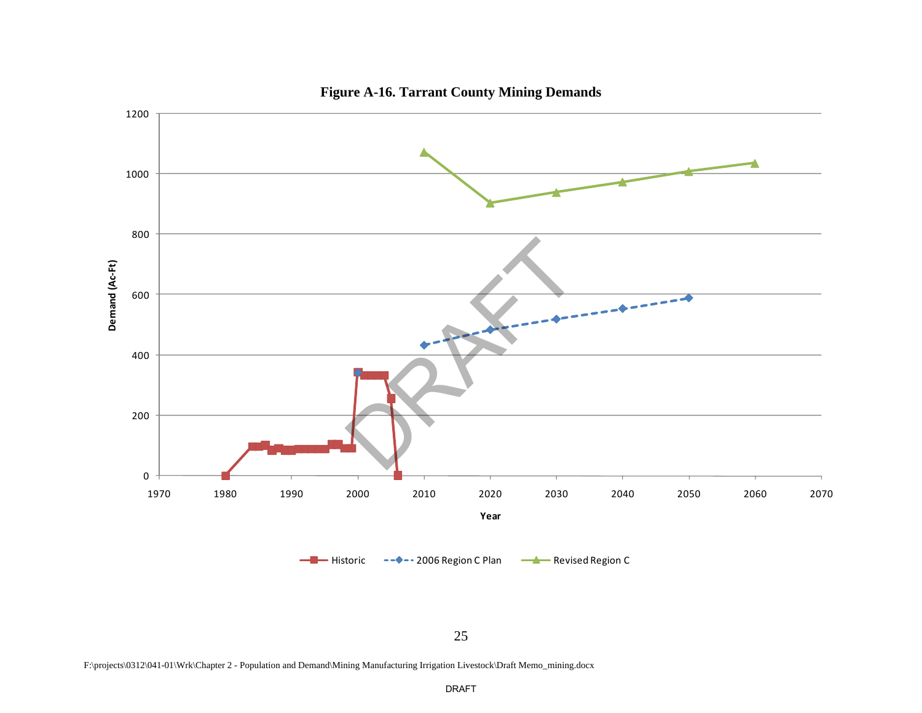**Figure A-16. Tarrant County Mining Demands**

F:\projects\0312\041-01\Wrk\Chapter 2 - Population and Demand\Mining Manufacturing Irrigation Livestock\Draft Memo_mining.docx

DRAFT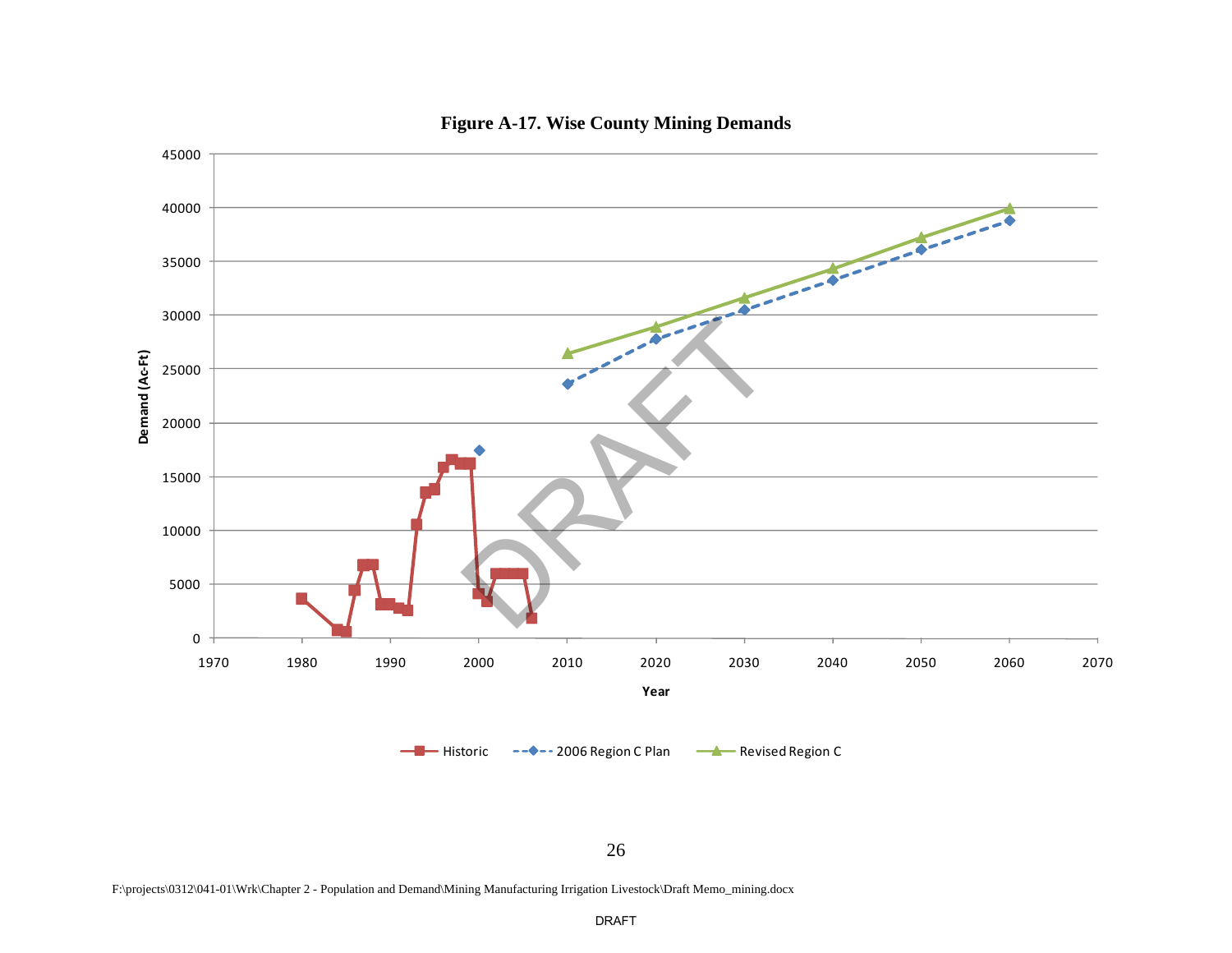**Figure A-17. Wise County Mining Demands**

Demand (Ac-Ft)

45000
40000
35000
30000
25000
20000
15000
10000
5000
0

1970 1980 1990 2000 2010 2020 2030 2040 2050 2060 2070

Year

Historic
2006 Region C Plan
Revised Region C

DRAFT

F:\projects\0312\041-01\Wrk\Chapter 2 - Population and Demand\Mining Manufacturing Irrigation Livestock\Draft Memo_mining.docx

DRAFT